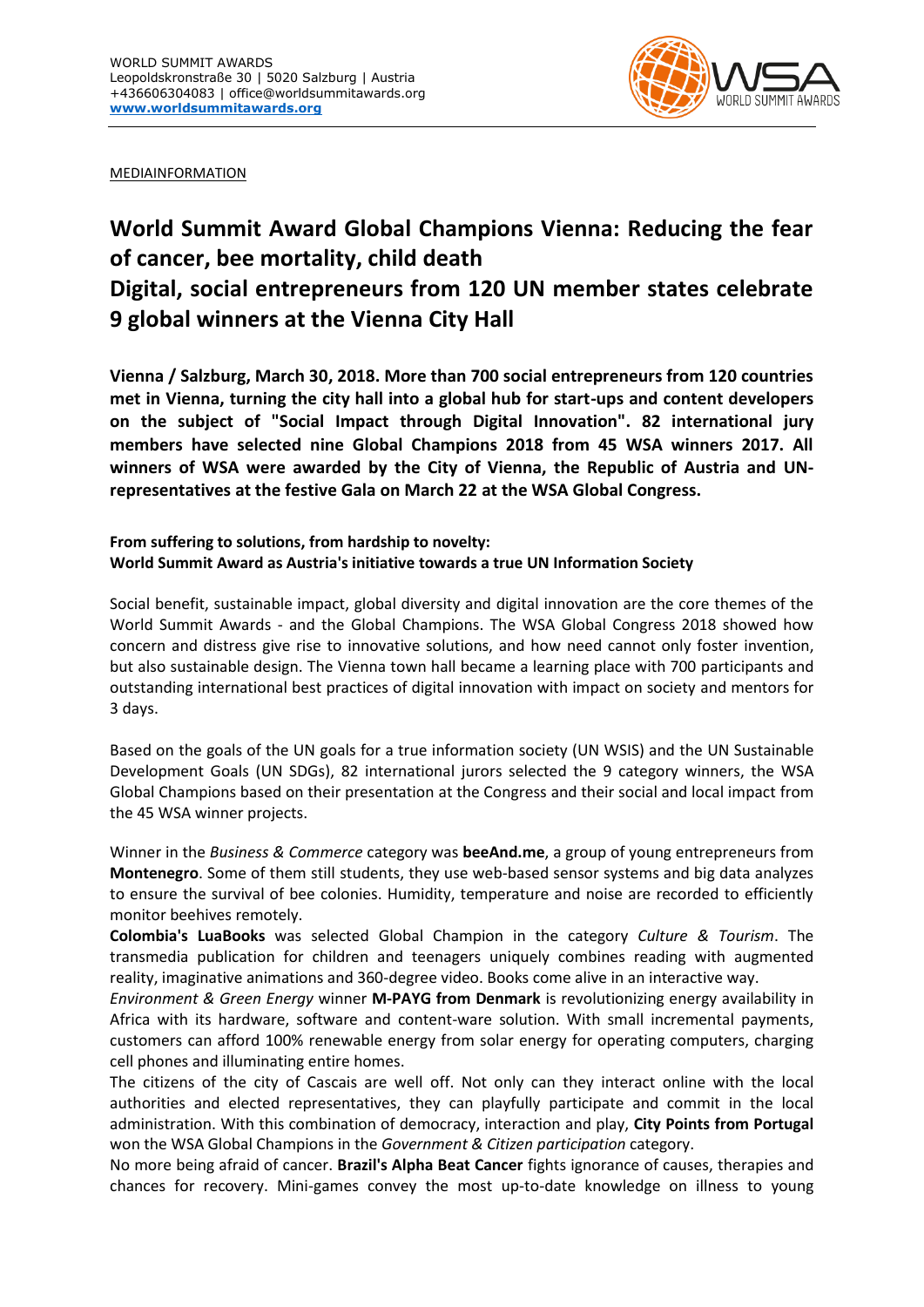WORLD SUMMIT AWARDS
Leopoldskronstraße 30 | 5020 Salzburg | Austria
+436606304083 | office@worldsummitawards.org
**www.worldsummitawards.org**

MEDIAINFORMATION

# World Summit Award Global Champions Vienna: Reducing the fear of cancer, bee mortality, child death
# Digital, social entrepreneurs from 120 UN member states celebrate 9 global winners at the Vienna City Hall

**Vienna / Salzburg, March 30, 2018. More than 700 social entrepreneurs from 120 countries met in Vienna, turning the city hall into a global hub for start-ups and content developers on the subject of "Social Impact through Digital Innovation". 82 international jury members have selected nine Global Champions 2018 from 45 WSA winners 2017. All winners of WSA were awarded by the City of Vienna, the Republic of Austria and UN-representatives at the festive Gala on March 22 at the WSA Global Congress.**

**From suffering to solutions, from hardship to novelty:**
**World Summit Award as Austria's initiative towards a true UN Information Society**

Social benefit, sustainable impact, global diversity and digital innovation are the core themes of the World Summit Awards - and the Global Champions. The WSA Global Congress 2018 showed how concern and distress give rise to innovative solutions, and how need cannot only foster invention, but also sustainable design. The Vienna town hall became a learning place with 700 participants and outstanding international best practices of digital innovation with impact on society and mentors for 3 days.

Based on the goals of the UN goals for a true information society (UN WSIS) and the UN Sustainable Development Goals (UN SDGs), 82 international jurors selected the 9 category winners, the WSA Global Champions based on their presentation at the Congress and their social and local impact from the 45 WSA winner projects.

Winner in the *Business & Commerce* category was **beeAnd.me**, a group of young entrepreneurs from **Montenegro**. Some of them still students, they use web-based sensor systems and big data analyzes to ensure the survival of bee colonies. Humidity, temperature and noise are recorded to efficiently monitor beehives remotely.
**Colombia's LuaBooks** was selected Global Champion in the category *Culture & Tourism*. The transmedia publication for children and teenagers uniquely combines reading with augmented reality, imaginative animations and 360-degree video. Books come alive in an interactive way.
*Environment & Green Energy* winner **M-PAYG from Denmark** is revolutionizing energy availability in Africa with its hardware, software and content-ware solution. With small incremental payments, customers can afford 100% renewable energy from solar energy for operating computers, charging cell phones and illuminating entire homes.
The citizens of the city of Cascais are well off. Not only can they interact online with the local authorities and elected representatives, they can playfully participate and commit in the local administration. With this combination of democracy, interaction and play, **City Points from Portugal** won the WSA Global Champions in the *Government & Citizen participation* category.
No more being afraid of cancer. **Brazil's Alpha Beat Cancer** fights ignorance of causes, therapies and chances for recovery. Mini-games convey the most up-to-date knowledge on illness to young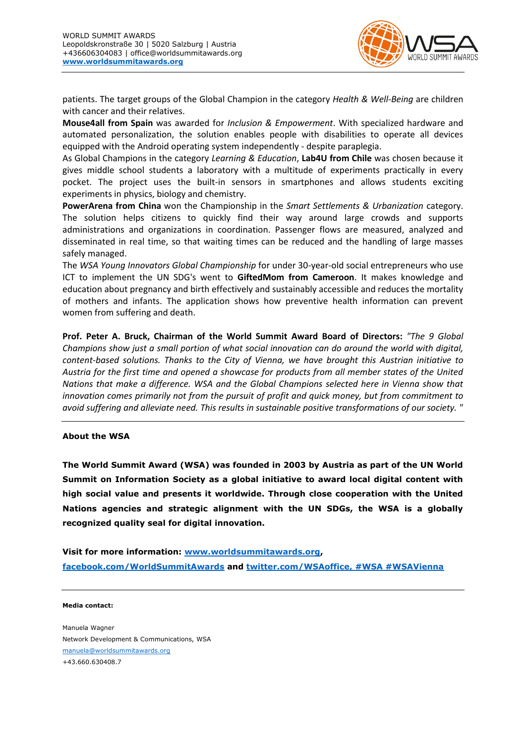patients. The target groups of the Global Champion in the category *Health & Well-Being* are children with cancer and their relatives.

**Mouse4all from Spain** was awarded for *Inclusion & Empowerment*. With specialized hardware and automated personalization, the solution enables people with disabilities to operate all devices equipped with the Android operating system independently - despite paraplegia.

As Global Champions in the category *Learning & Education*, **Lab4U from Chile** was chosen because it gives middle school students a laboratory with a multitude of experiments practically in every pocket. The project uses the built-in sensors in smartphones and allows students exciting experiments in physics, biology and chemistry.

**PowerArena from China** won the Championship in the *Smart Settlements & Urbanization* category. The solution helps citizens to quickly find their way around large crowds and supports administrations and organizations in coordination. Passenger flows are measured, analyzed and disseminated in real time, so that waiting times can be reduced and the handling of large masses safely managed.

The *WSA Young Innovators Global Championship* for under 30-year-old social entrepreneurs who use ICT to implement the UN SDG's went to **GiftedMom from Cameroon**. It makes knowledge and education about pregnancy and birth effectively and sustainably accessible and reduces the mortality of mothers and infants. The application shows how preventive health information can prevent women from suffering and death.

**Prof. Peter A. Bruck, Chairman of the World Summit Award Board of Directors:** *"The 9 Global Champions show just a small portion of what social innovation can do around the world with digital, content-based solutions. Thanks to the City of Vienna, we have brought this Austrian initiative to Austria for the first time and opened a showcase for products from all member states of the United Nations that make a difference. WSA and the Global Champions selected here in Vienna show that innovation comes primarily not from the pursuit of profit and quick money, but from commitment to avoid suffering and alleviate need. This results in sustainable positive transformations of our society. "*

---

**About the WSA**

**The World Summit Award (WSA) was founded in 2003 by Austria as part of the UN World Summit on Information Society as a global initiative to award local digital content with high social value and presents it worldwide. Through close cooperation with the United Nations agencies and strategic alignment with the UN SDGs, the WSA is a globally recognized quality seal for digital innovation.**

**Visit for more information: www.worldsummitawards.org, facebook.com/WorldSummitAwards and twitter.com/WSAoffice, #WSA #WSAVienna**

---

**Media contact:**

Manuela Wagner
Network Development & Communications, WSA
manuela@worldsummitawards.org
+43.660.630408.7